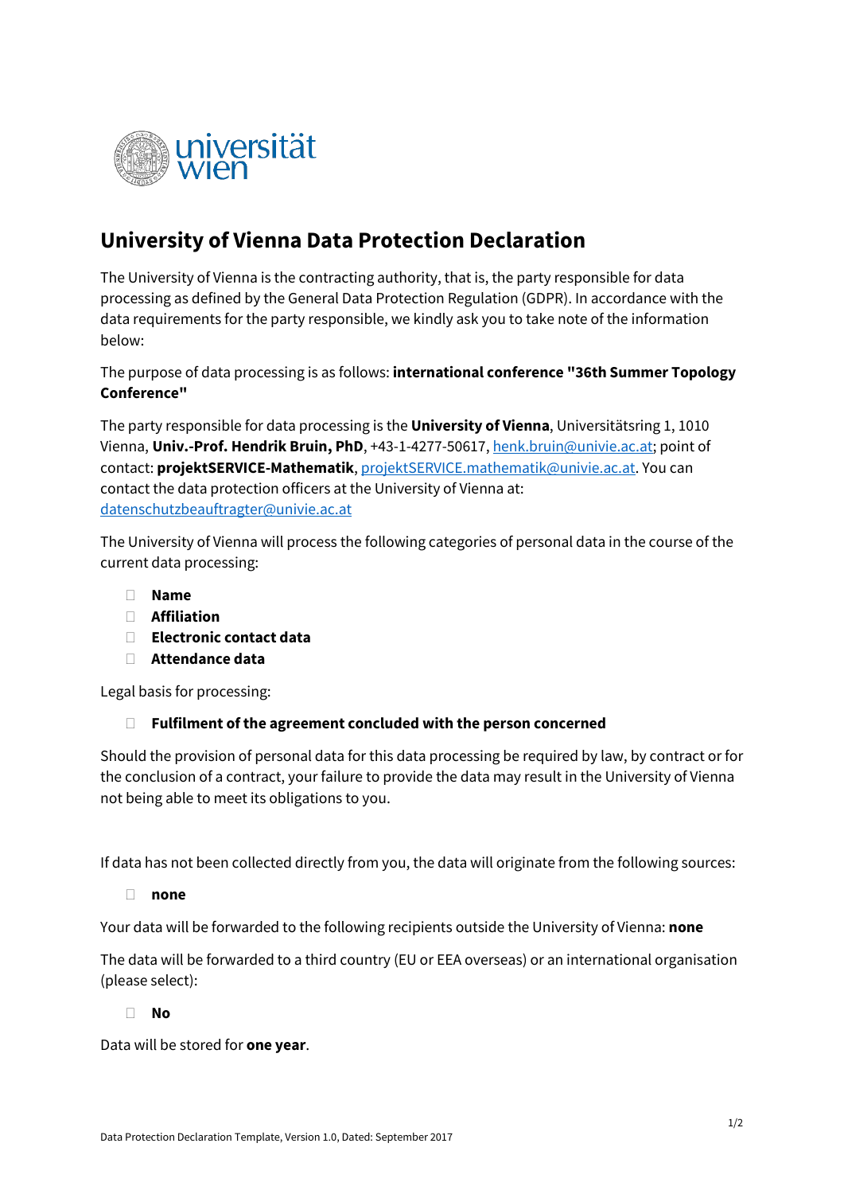# University of Vienna Data Protection Declaration

The University of Vienna is the contracting authority, that is, the party responsible for data processing as defined by the General Data Protection Regulation (GDPR). In accordance with the data requirements for the party responsible, we kindly ask you to take note of the information below:

The purpose of data processing is as follows: **international conference "36th Summer Topology Conference"**

The party responsible for data processing is the **University of Vienna**, Universitätsring 1, 1010 Vienna, **Univ.-Prof. Hendrik Bruin, PhD**, +43-1-4277-50617, henk.bruin@univie.ac.at; point of contact: **projektSERVICE-Mathematik**, projektSERVICE.mathematik@univie.ac.at. You can contact the data protection officers at the University of Vienna at: datenschutzbeauftragter@univie.ac.at

The University of Vienna will process the following categories of personal data in the course of the current data processing:

- **Name**
- **Affiliation**
- **Electronic contact data**
- **Attendance data**

Legal basis for processing:

- **Fulfilment of the agreement concluded with the person concerned**

Should the provision of personal data for this data processing be required by law, by contract or for the conclusion of a contract, your failure to provide the data may result in the University of Vienna not being able to meet its obligations to you.

If data has not been collected directly from you, the data will originate from the following sources:

- **none**

Your data will be forwarded to the following recipients outside the University of Vienna: **none**

The data will be forwarded to a third country (EU or EEA overseas) or an international organisation (please select):

- **No**

Data will be stored for **one year**.

Data Protection Declaration Template, Version 1.0, Dated: September 2017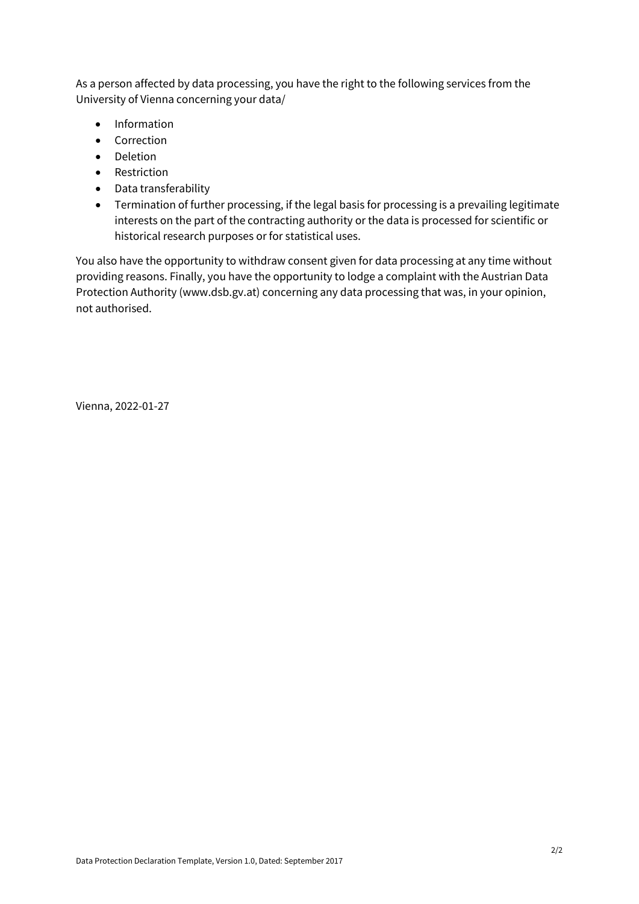As a person affected by data processing, you have the right to the following services from the University of Vienna concerning your data/

- Information
- Correction
- Deletion
- Restriction
- Data transferability
- Termination of further processing, if the legal basis for processing is a prevailing legitimate interests on the part of the contracting authority or the data is processed for scientific or historical research purposes or for statistical uses.

You also have the opportunity to withdraw consent given for data processing at any time without providing reasons. Finally, you have the opportunity to lodge a complaint with the Austrian Data Protection Authority (www.dsb.gv.at) concerning any data processing that was, in your opinion, not authorised.

Vienna, 2022-01-27

Data Protection Declaration Template, Version 1.0, Dated: September 2017